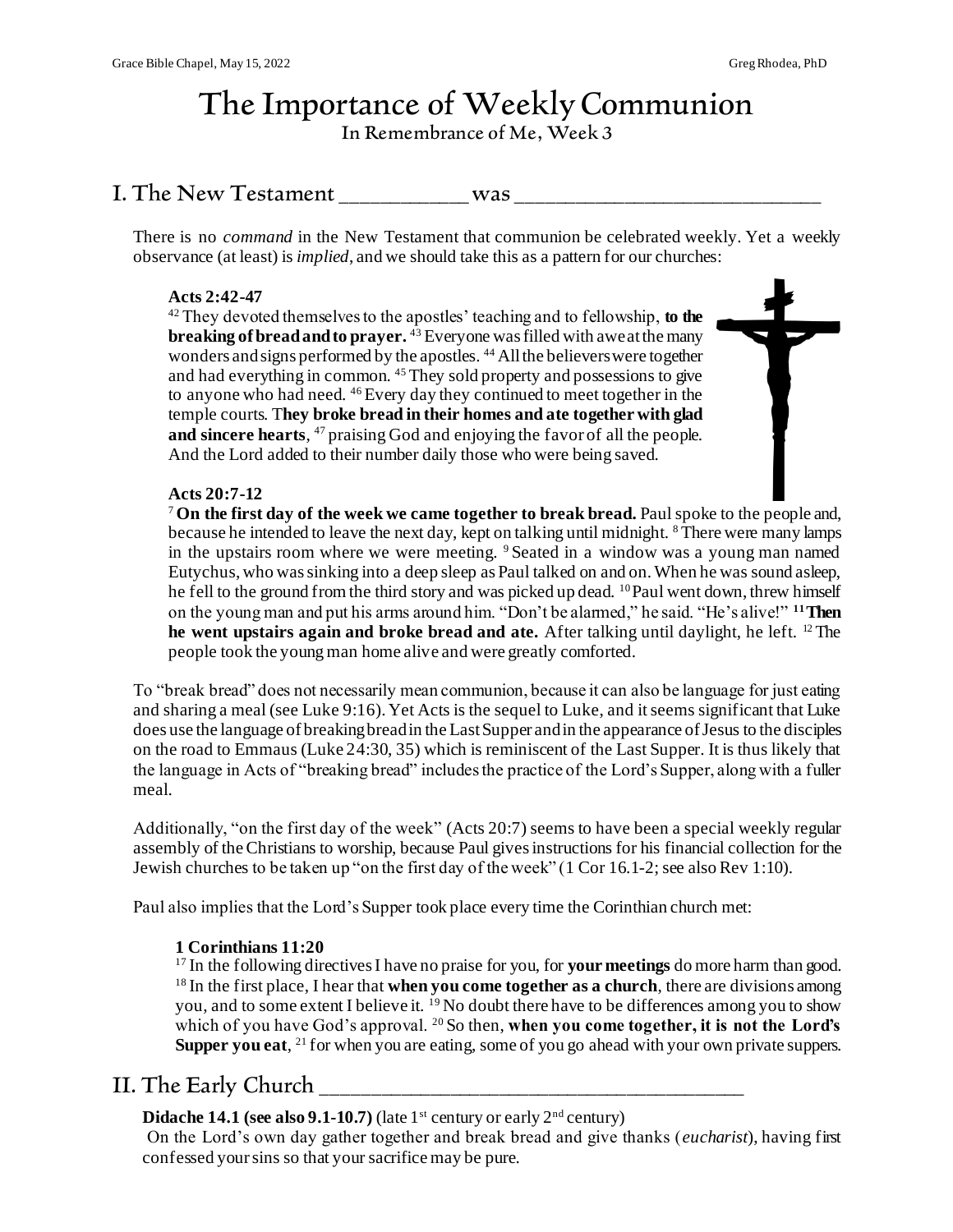# The Importance of Weekly Communion

In Remembrance of Me, Week 3

## I. The New Testament ___________ was ___________________________

There is no *command* in the New Testament that communion be celebrated weekly. Yet a weekly observance (at least) is *implied*, and we should take this as a pattern for our churches:

**Acts 2:42-47**

[42] They devoted themselves to the apostles' teaching and to fellowship, **to the breaking of bread and to prayer.** [43] Everyone was filled with awe at the many wonders and signs performed by the apostles. [44] All the believers were together and had everything in common. [45] They sold property and possessions to give to anyone who had need. [46] Every day they continued to meet together in the temple courts. T**hey broke bread in their homes and ate together with glad and sincere hearts**, [47] praising God and enjoying the favor of all the people. And the Lord added to their number daily those who were being saved.

**Acts 20:7-12**

[7] **On the first day of the week we came together to break bread.** Paul spoke to the people and, because he intended to leave the next day, kept on talking until midnight. [8] There were many lamps in the upstairs room where we were meeting. [9] Seated in a window was a young man named Eutychus, who was sinking into a deep sleep as Paul talked on and on. When he was sound asleep, he fell to the ground from the third story and was picked up dead. [10] Paul went down, threw himself on the young man and put his arms around him. "Don't be alarmed," he said. "He's alive!" [11] **Then he went upstairs again and broke bread and ate.** After talking until daylight, he left. [12] The people took the young man home alive and were greatly comforted.

To "break bread" does not necessarily mean communion, because it can also be language for just eating and sharing a meal (see Luke 9:16). Yet Acts is the sequel to Luke, and it seems significant that Luke does use the language of breaking bread in the Last Supper and in the appearance of Jesus to the disciples on the road to Emmaus (Luke 24:30, 35) which is reminiscent of the Last Supper. It is thus likely that the language in Acts of "breaking bread" includes the practice of the Lord's Supper, along with a fuller meal.

Additionally, "on the first day of the week" (Acts 20:7) seems to have been a special weekly regular assembly of the Christians to worship, because Paul gives instructions for his financial collection for the Jewish churches to be taken up "on the first day of the week" (1 Cor 16.1-2; see also Rev 1:10).

Paul also implies that the Lord's Supper took place every time the Corinthian church met:

**1 Corinthians 11:20**

[17] In the following directives I have no praise for you, for **your meetings** do more harm than good. [18] In the first place, I hear that **when you come together as a church**, there are divisions among you, and to some extent I believe it. [19] No doubt there have to be differences among you to show which of you have God's approval. [20] So then, **when you come together, it is not the Lord's Supper you eat**, [21] for when you are eating, some of you go ahead with your own private suppers.

## II. The Early Church ______________________________________

**Didache 14.1 (see also 9.1-10.7)** (late 1st century or early 2nd century)

On the Lord's own day gather together and break bread and give thanks (*eucharist*), having first confessed your sins so that your sacrifice may be pure.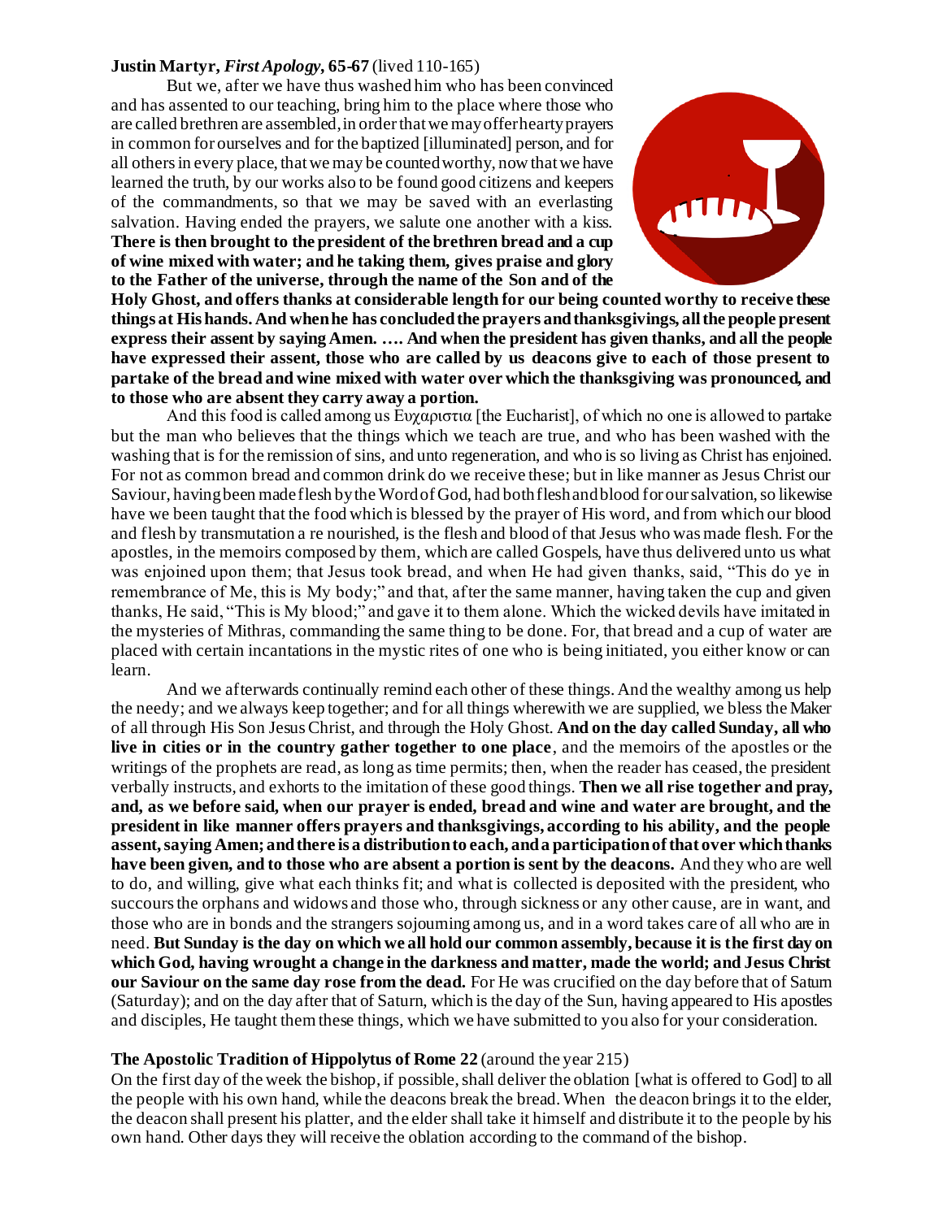**Justin Martyr, *First Apology*, 65-67** (lived 110-165)

But we, after we have thus washed him who has been convinced and has assented to our teaching, bring him to the place where those who are called brethren are assembled, in order that we may offer hearty prayers in common for ourselves and for the baptized [illuminated] person, and for all others in every place, that we may be counted worthy, now that we have learned the truth, by our works also to be found good citizens and keepers of the commandments, so that we may be saved with an everlasting salvation. Having ended the prayers, we salute one another with a kiss. **There is then brought to the president of the brethren bread and a cup of wine mixed with water; and he taking them, gives praise and glory to the Father of the universe, through the name of the Son and of the Holy Ghost, and offers thanks at considerable length for our being counted worthy to receive these things at His hands. And when he has concluded the prayers and thanksgivings, all the people present express their assent by saying Amen. …. And when the president has given thanks, and all the people have expressed their assent, those who are called by us deacons give to each of those present to partake of the bread and wine mixed with water over which the thanksgiving was pronounced, and to those who are absent they carry away a portion.**

And this food is called among us Ευχαριστια [the Eucharist], of which no one is allowed to partake but the man who believes that the things which we teach are true, and who has been washed with the washing that is for the remission of sins, and unto regeneration, and who is so living as Christ has enjoined. For not as common bread and common drink do we receive these; but in like manner as Jesus Christ our Saviour, having been made flesh by the Word of God, had both flesh and blood for our salvation, so likewise have we been taught that the food which is blessed by the prayer of His word, and from which our blood and flesh by transmutation a re nourished, is the flesh and blood of that Jesus who was made flesh. For the apostles, in the memoirs composed by them, which are called Gospels, have thus delivered unto us what was enjoined upon them; that Jesus took bread, and when He had given thanks, said, "This do ye in remembrance of Me, this is My body;" and that, after the same manner, having taken the cup and given thanks, He said, "This is My blood;" and gave it to them alone. Which the wicked devils have imitated in the mysteries of Mithras, commanding the same thing to be done. For, that bread and a cup of water are placed with certain incantations in the mystic rites of one who is being initiated, you either know or can learn.

And we afterwards continually remind each other of these things. And the wealthy among us help the needy; and we always keep together; and for all things wherewith we are supplied, we bless the Maker of all through His Son Jesus Christ, and through the Holy Ghost. **And on the day called Sunday, all who live in cities or in the country gather together to one place**, and the memoirs of the apostles or the writings of the prophets are read, as long as time permits; then, when the reader has ceased, the president verbally instructs, and exhorts to the imitation of these good things. **Then we all rise together and pray, and, as we before said, when our prayer is ended, bread and wine and water are brought, and the president in like manner offers prayers and thanksgivings, according to his ability, and the people assent, saying Amen; and there is a distribution to each, and a participation of that over which thanks have been given, and to those who are absent a portion is sent by the deacons.** And they who are well to do, and willing, give what each thinks fit; and what is collected is deposited with the president, who succours the orphans and widows and those who, through sickness or any other cause, are in want, and those who are in bonds and the strangers sojourning among us, and in a word takes care of all who are in need. **But Sunday is the day on which we all hold our common assembly, because it is the first day on which God, having wrought a change in the darkness and matter, made the world; and Jesus Christ our Saviour on the same day rose from the dead.** For He was crucified on the day before that of Saturn (Saturday); and on the day after that of Saturn, which is the day of the Sun, having appeared to His apostles and disciples, He taught them these things, which we have submitted to you also for your consideration.

**The Apostolic Tradition of Hippolytus of Rome 22** (around the year 215)

On the first day of the week the bishop, if possible, shall deliver the oblation [what is offered to God] to all the people with his own hand, while the deacons break the bread. When the deacon brings it to the elder, the deacon shall present his platter, and the elder shall take it himself and distribute it to the people by his own hand. Other days they will receive the oblation according to the command of the bishop.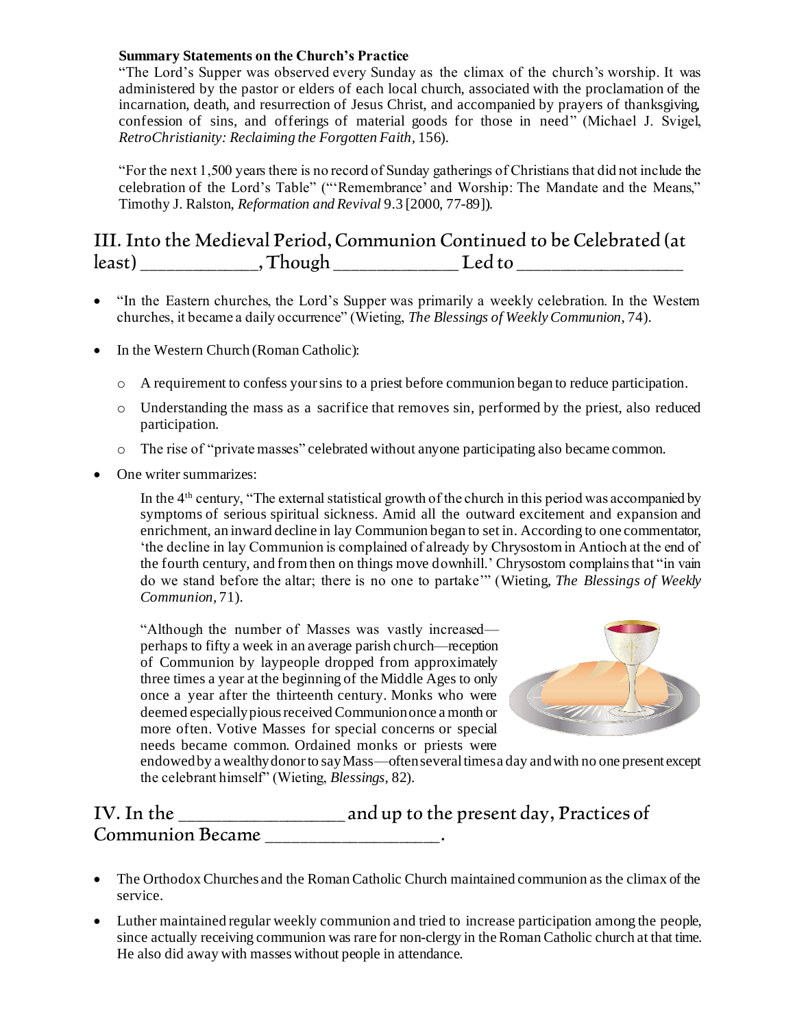**Summary Statements on the Church's Practice**

"The Lord's Supper was observed every Sunday as the climax of the church's worship. It was administered by the pastor or elders of each local church, associated with the proclamation of the incarnation, death, and resurrection of Jesus Christ, and accompanied by prayers of thanksgiving, confession of sins, and offerings of material goods for those in need" (Michael J. Svigel, *RetroChristianity: Reclaiming the Forgotten Faith*, 156).

"For the next 1,500 years there is no record of Sunday gatherings of Christians that did not include the celebration of the Lord's Table" ("'Remembrance' and Worship: The Mandate and the Means," Timothy J. Ralston, *Reformation and Revival* 9.3 [2000, 77-89]).

## III. Into the Medieval Period, Communion Continued to be Celebrated (at least) ____________, Though _____________ Led to _________________

- "In the Eastern churches, the Lord's Supper was primarily a weekly celebration. In the Western churches, it became a daily occurrence" (Wieting, *The Blessings of Weekly Communion*, 74).
- In the Western Church (Roman Catholic):
  - A requirement to confess your sins to a priest before communion began to reduce participation.
  - Understanding the mass as a sacrifice that removes sin, performed by the priest, also reduced participation.
  - The rise of "private masses" celebrated without anyone participating also became common.
- One writer summarizes:

  In the 4th century, "The external statistical growth of the church in this period was accompanied by symptoms of serious spiritual sickness. Amid all the outward excitement and expansion and enrichment, an inward decline in lay Communion began to set in. According to one commentator, 'the decline in lay Communion is complained of already by Chrysostom in Antioch at the end of the fourth century, and from then on things move downhill.' Chrysostom complains that "in vain do we stand before the altar; there is no one to partake'" (Wieting, *The Blessings of Weekly Communion*, 71).

  "Although the number of Masses was vastly increased—perhaps to fifty a week in an average parish church—reception of Communion by laypeople dropped from approximately three times a year at the beginning of the Middle Ages to only once a year after the thirteenth century. Monks who were deemed especially pious received Communion once a month or more often. Votive Masses for special concerns or special needs became common. Ordained monks or priests were endowed by a wealthy donor to say Mass—often several times a day and with no one present except the celebrant himself" (Wieting, *Blessings*, 82).

## IV. In the _________________ and up to the present day, Practices of Communion Became __________________.

- The Orthodox Churches and the Roman Catholic Church maintained communion as the climax of the service.
- Luther maintained regular weekly communion and tried to increase participation among the people, since actually receiving communion was rare for non-clergy in the Roman Catholic church at that time. He also did away with masses without people in attendance.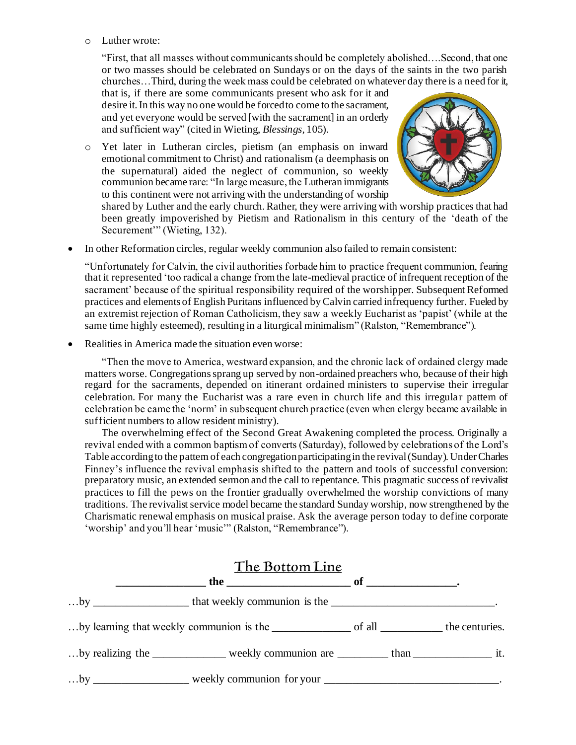- Luther wrote:

  "First, that all masses without communicants should be completely abolished….Second, that one or two masses should be celebrated on Sundays or on the days of the saints in the two parish churches…Third, during the week mass could be celebrated on whatever day there is a need for it, that is, if there are some communicants present who ask for it and desire it. In this way no one would be forced to come to the sacrament, and yet everyone would be served [with the sacrament] in an orderly and sufficient way" (cited in Wieting, *Blessings*, 105).

- Yet later in Lutheran circles, pietism (an emphasis on inward emotional commitment to Christ) and rationalism (a deemphasis on the supernatural) aided the neglect of communion, so weekly communion became rare: "In large measure, the Lutheran immigrants to this continent were not arriving with the understanding of worship shared by Luther and the early church. Rather, they were arriving with worship practices that had been greatly impoverished by Pietism and Rationalism in this century of the 'death of the Securement'" (Wieting, 132).

- In other Reformation circles, regular weekly communion also failed to remain consistent:

  "Unfortunately for Calvin, the civil authorities forbade him to practice frequent communion, fearing that it represented 'too radical a change from the late-medieval practice of infrequent reception of the sacrament' because of the spiritual responsibility required of the worshipper. Subsequent Reformed practices and elements of English Puritans influenced by Calvin carried infrequency further. Fueled by an extremist rejection of Roman Catholicism, they saw a weekly Eucharist as 'papist' (while at the same time highly esteemed), resulting in a liturgical minimalism" (Ralston, "Remembrance").

- Realities in America made the situation even worse:

  "Then the move to America, westward expansion, and the chronic lack of ordained clergy made matters worse. Congregations sprang up served by non-ordained preachers who, because of their high regard for the sacraments, depended on itinerant ordained ministers to supervise their irregular celebration. For many the Eucharist was a rare even in church life and this irregular pattern of celebration be came the 'norm' in subsequent church practice (even when clergy became available in sufficient numbers to allow resident ministry).

  The overwhelming effect of the Second Great Awakening completed the process. Originally a revival ended with a common baptism of converts (Saturday), followed by celebrations of the Lord's Table according to the pattern of each congregation participating in the revival (Sunday). Under Charles Finney's influence the revival emphasis shifted to the pattern and tools of successful conversion: preparatory music, an extended sermon and the call to repentance. This pragmatic success of revivalist practices to fill the pews on the frontier gradually overwhelmed the worship convictions of many traditions. The revivalist service model became the standard Sunday worship, now strengthened by the Charismatic renewal emphasis on musical praise. Ask the average person today to define corporate 'worship' and you'll hear 'music'" (Ralston, "Remembrance").

## The Bottom Line

**_______________ the _____________________ of _______________.**

…by _________________ that weekly communion is the _____________________________.

…by learning that weekly communion is the ______________ of all ___________ the centuries.

…by realizing the _____________ weekly communion are _________ than ______________ it.

…by _________________ weekly communion for your _______________________________.